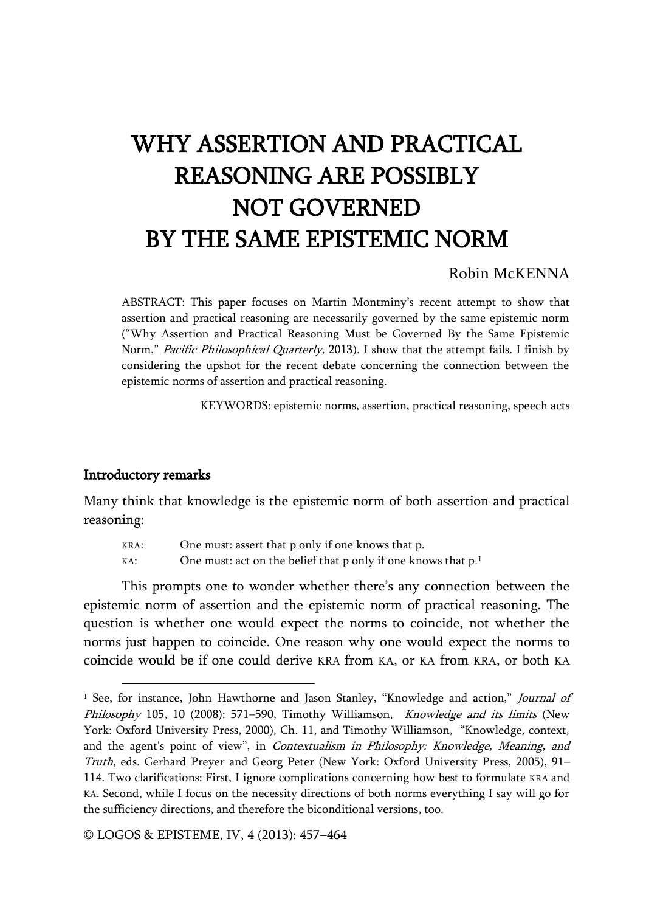# WHY ASSERTION AND PRACTICAL REASONING ARE POSSIBLY NOT GOVERNED BY THE SAME EPISTEMIC NORM

Robin McKENNA

ABSTRACT: This paper focuses on Martin Montminy's recent attempt to show that assertion and practical reasoning are necessarily governed by the same epistemic norm ("Why Assertion and Practical Reasoning Must be Governed By the Same Epistemic Norm," *Pacific Philosophical Quarterly,* 2013). I show that the attempt fails. I finish by considering the upshot for the recent debate concerning the connection between the epistemic norms of assertion and practical reasoning.

KEYWORDS: epistemic norms, assertion, practical reasoning, speech acts

## Introductory remarks

Many think that knowledge is the epistemic norm of both assertion and practical reasoning:

KRA: One must: assert that p only if one knows that p.
KA: One must: act on the belief that p only if one knows that p.[1]

This prompts one to wonder whether there's any connection between the epistemic norm of assertion and the epistemic norm of practical reasoning. The question is whether one would expect the norms to coincide, not whether the norms just happen to coincide. One reason why one would expect the norms to coincide would be if one could derive KRA from KA, or KA from KRA, or both KA

[1] See, for instance, John Hawthorne and Jason Stanley, "Knowledge and action," *Journal of Philosophy* 105, 10 (2008): 571–590, Timothy Williamson, *Knowledge and its limits* (New York: Oxford University Press, 2000), Ch. 11, and Timothy Williamson, "Knowledge, context, and the agent's point of view", in *Contextualism in Philosophy: Knowledge, Meaning, and Truth*, eds. Gerhard Preyer and Georg Peter (New York: Oxford University Press, 2005), 91–114. Two clarifications: First, I ignore complications concerning how best to formulate KRA and KA. Second, while I focus on the necessity directions of both norms everything I say will go for the sufficiency directions, and therefore the biconditional versions, too.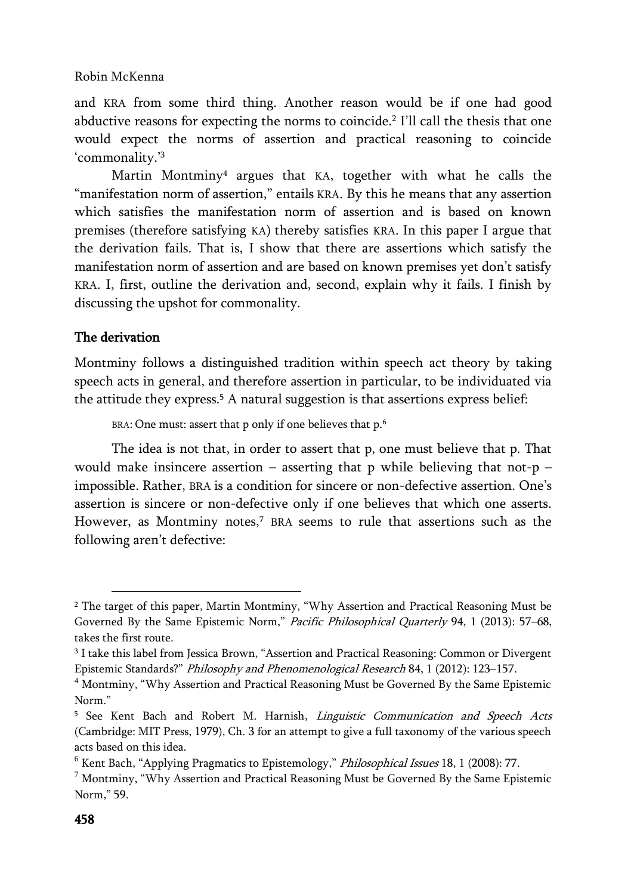and KRA from some third thing. Another reason would be if one had good abductive reasons for expecting the norms to coincide.[2] I'll call the thesis that one would expect the norms of assertion and practical reasoning to coincide 'commonality.'[3]

Martin Montminy[4] argues that KA, together with what he calls the "manifestation norm of assertion," entails KRA. By this he means that any assertion which satisfies the manifestation norm of assertion and is based on known premises (therefore satisfying KA) thereby satisfies KRA. In this paper I argue that the derivation fails. That is, I show that there are assertions which satisfy the manifestation norm of assertion and are based on known premises yet don't satisfy KRA. I, first, outline the derivation and, second, explain why it fails. I finish by discussing the upshot for commonality.

## The derivation

Montminy follows a distinguished tradition within speech act theory by taking speech acts in general, and therefore assertion in particular, to be individuated via the attitude they express.[5] A natural suggestion is that assertions express belief:

> BRA: One must: assert that p only if one believes that p.[6]

The idea is not that, in order to assert that p, one must believe that p. That would make insincere assertion – asserting that p while believing that not-p – impossible. Rather, BRA is a condition for sincere or non-defective assertion. One's assertion is sincere or non-defective only if one believes that which one asserts. However, as Montminy notes,[7] BRA seems to rule that assertions such as the following aren't defective:

---

[2] The target of this paper, Martin Montminy, "Why Assertion and Practical Reasoning Must be Governed By the Same Epistemic Norm," *Pacific Philosophical Quarterly* 94, 1 (2013): 57–68, takes the first route.

[3] I take this label from Jessica Brown, "Assertion and Practical Reasoning: Common or Divergent Epistemic Standards?" *Philosophy and Phenomenological Research* 84, 1 (2012): 123–157.

[4] Montminy, "Why Assertion and Practical Reasoning Must be Governed By the Same Epistemic Norm."

[5] See Kent Bach and Robert M. Harnish, *Linguistic Communication and Speech Acts* (Cambridge: MIT Press, 1979), Ch. 3 for an attempt to give a full taxonomy of the various speech acts based on this idea.

[6] Kent Bach, "Applying Pragmatics to Epistemology," *Philosophical Issues* 18, 1 (2008): 77.

[7] Montminy, "Why Assertion and Practical Reasoning Must be Governed By the Same Epistemic Norm," 59.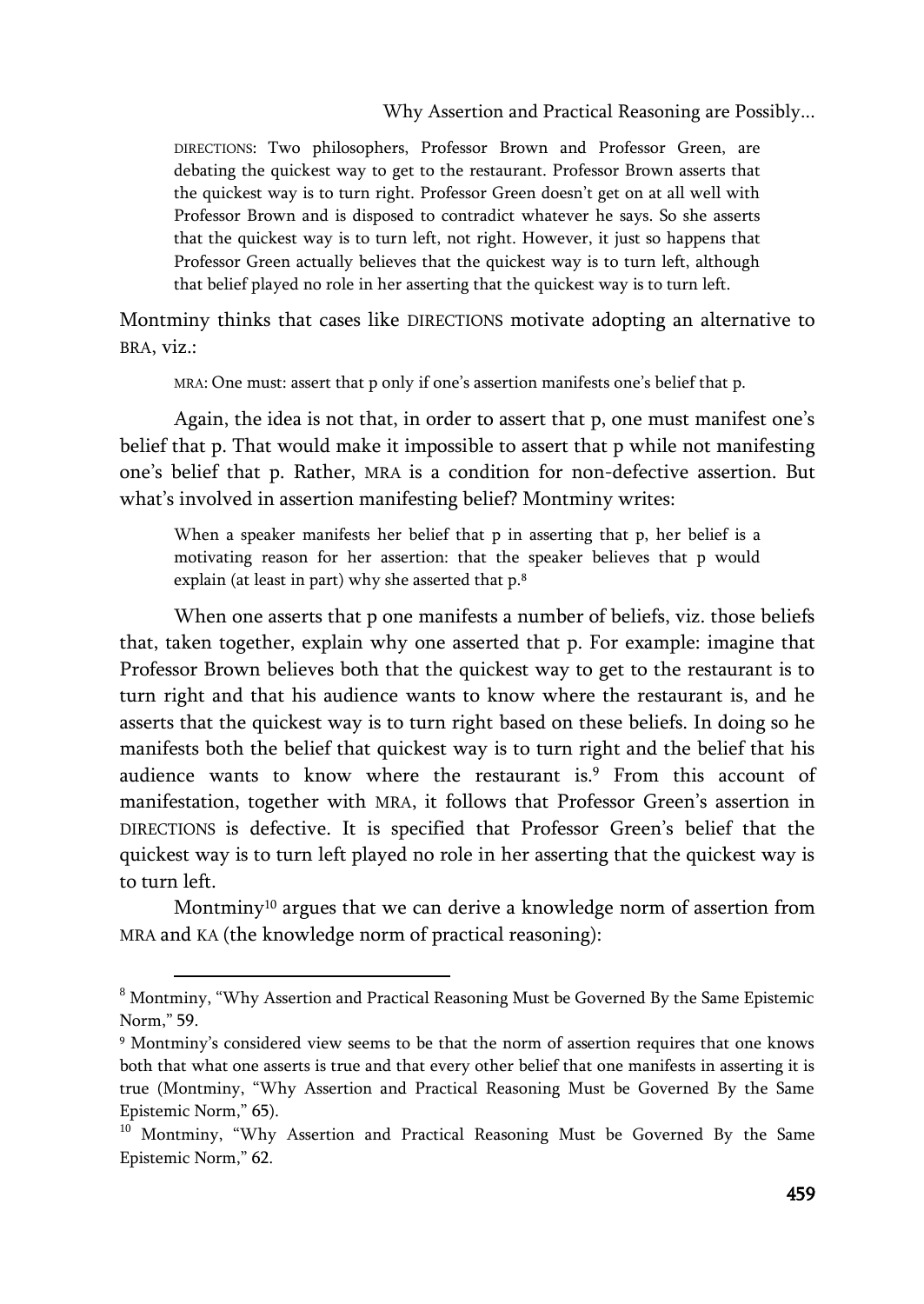DIRECTIONS: Two philosophers, Professor Brown and Professor Green, are debating the quickest way to get to the restaurant. Professor Brown asserts that the quickest way is to turn right. Professor Green doesn't get on at all well with Professor Brown and is disposed to contradict whatever he says. So she asserts that the quickest way is to turn left, not right. However, it just so happens that Professor Green actually believes that the quickest way is to turn left, although that belief played no role in her asserting that the quickest way is to turn left.

Montminy thinks that cases like DIRECTIONS motivate adopting an alternative to BRA, viz.:

> MRA: One must: assert that p only if one's assertion manifests one's belief that p.

Again, the idea is not that, in order to assert that p, one must manifest one's belief that p. That would make it impossible to assert that p while not manifesting one's belief that p. Rather, MRA is a condition for non-defective assertion. But what's involved in assertion manifesting belief? Montminy writes:

> When a speaker manifests her belief that p in asserting that p, her belief is a motivating reason for her assertion: that the speaker believes that p would explain (at least in part) why she asserted that p.[8]

When one asserts that p one manifests a number of beliefs, viz. those beliefs that, taken together, explain why one asserted that p. For example: imagine that Professor Brown believes both that the quickest way to get to the restaurant is to turn right and that his audience wants to know where the restaurant is, and he asserts that the quickest way is to turn right based on these beliefs. In doing so he manifests both the belief that quickest way is to turn right and the belief that his audience wants to know where the restaurant is.[9] From this account of manifestation, together with MRA, it follows that Professor Green's assertion in DIRECTIONS is defective. It is specified that Professor Green's belief that the quickest way is to turn left played no role in her asserting that the quickest way is to turn left.

Montminy[10] argues that we can derive a knowledge norm of assertion from MRA and KA (the knowledge norm of practical reasoning):

---

[8] Montminy, "Why Assertion and Practical Reasoning Must be Governed By the Same Epistemic Norm," 59.

[9] Montminy's considered view seems to be that the norm of assertion requires that one knows both that what one asserts is true and that every other belief that one manifests in asserting it is true (Montminy, "Why Assertion and Practical Reasoning Must be Governed By the Same Epistemic Norm," 65).

[10] Montminy, "Why Assertion and Practical Reasoning Must be Governed By the Same Epistemic Norm," 62.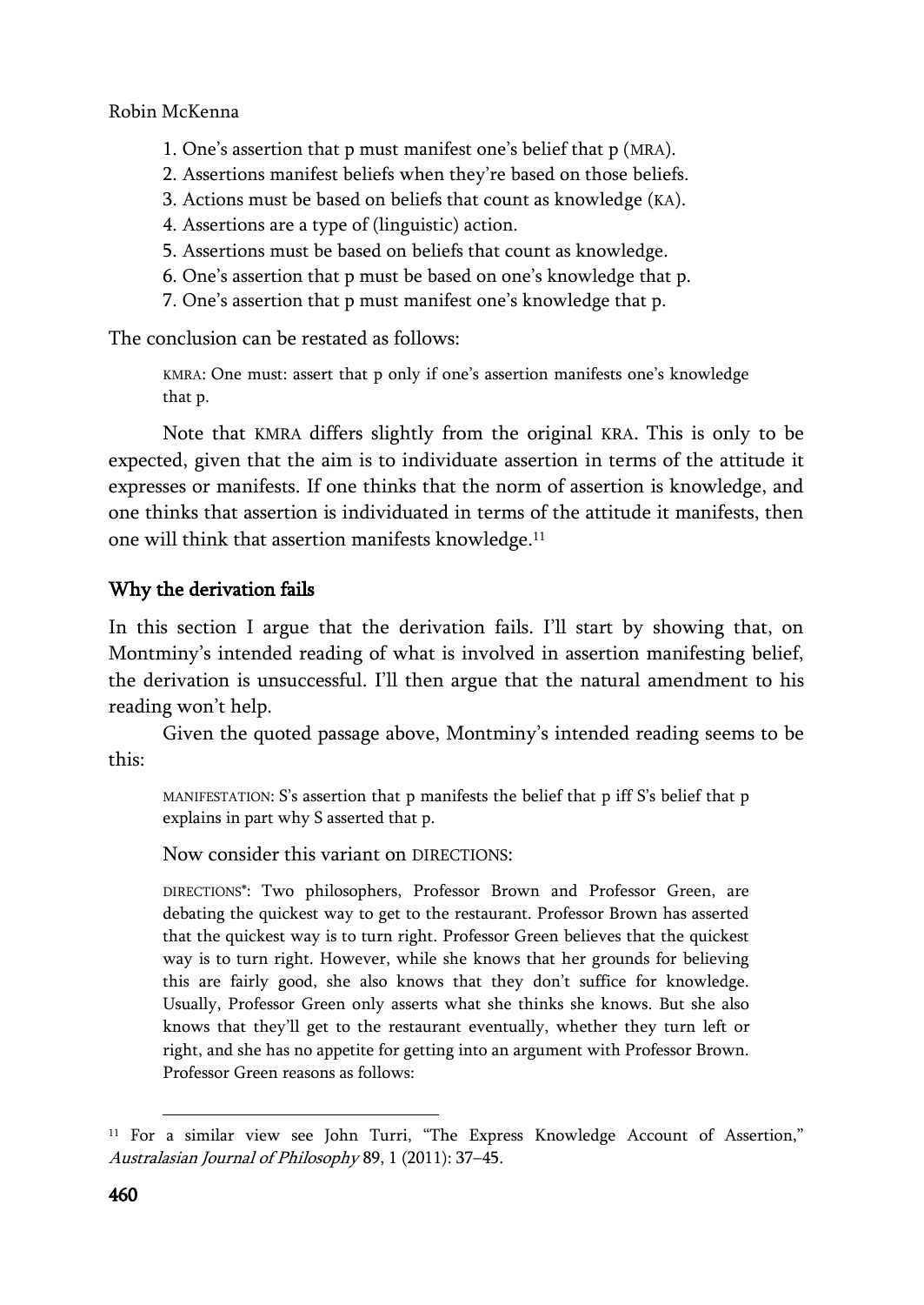1. One's assertion that p must manifest one's belief that p (MRA).
2. Assertions manifest beliefs when they're based on those beliefs.
3. Actions must be based on beliefs that count as knowledge (KA).
4. Assertions are a type of (linguistic) action.
5. Assertions must be based on beliefs that count as knowledge.
6. One's assertion that p must be based on one's knowledge that p.
7. One's assertion that p must manifest one's knowledge that p.

The conclusion can be restated as follows:

> KMRA: One must: assert that p only if one's assertion manifests one's knowledge that p.

Note that KMRA differs slightly from the original KRA. This is only to be expected, given that the aim is to individuate assertion in terms of the attitude it expresses or manifests. If one thinks that the norm of assertion is knowledge, and one thinks that assertion is individuated in terms of the attitude it manifests, then one will think that assertion manifests knowledge.[11]

## Why the derivation fails

In this section I argue that the derivation fails. I'll start by showing that, on Montminy's intended reading of what is involved in assertion manifesting belief, the derivation is unsuccessful. I'll then argue that the natural amendment to his reading won't help.

Given the quoted passage above, Montminy's intended reading seems to be this:

> MANIFESTATION: S's assertion that p manifests the belief that p iff S's belief that p explains in part why S asserted that p.

Now consider this variant on DIRECTIONS:

> DIRECTIONS*: Two philosophers, Professor Brown and Professor Green, are debating the quickest way to get to the restaurant. Professor Brown has asserted that the quickest way is to turn right. Professor Green believes that the quickest way is to turn right. However, while she knows that her grounds for believing this are fairly good, she also knows that they don't suffice for knowledge. Usually, Professor Green only asserts what she thinks she knows. But she also knows that they'll get to the restaurant eventually, whether they turn left or right, and she has no appetite for getting into an argument with Professor Brown. Professor Green reasons as follows:

[11] For a similar view see John Turri, "The Express Knowledge Account of Assertion," *Australasian Journal of Philosophy* 89, 1 (2011): 37–45.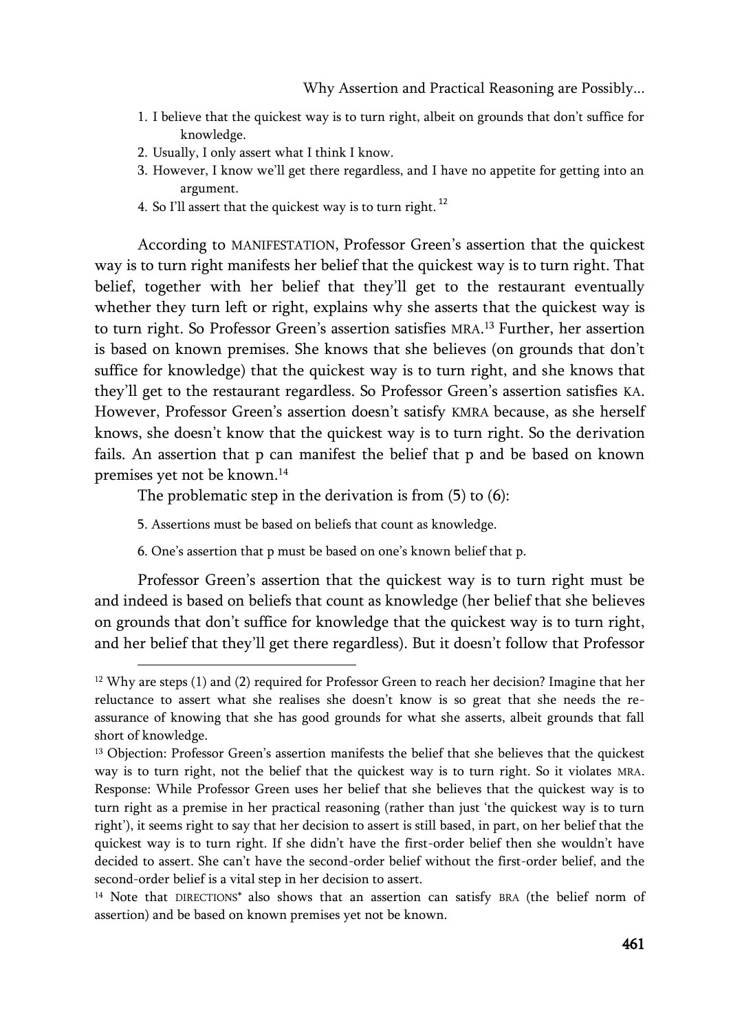1. I believe that the quickest way is to turn right, albeit on grounds that don't suffice for knowledge.
2. Usually, I only assert what I think I know.
3. However, I know we'll get there regardless, and I have no appetite for getting into an argument.
4. So I'll assert that the quickest way is to turn right.[12]

According to MANIFESTATION, Professor Green's assertion that the quickest way is to turn right manifests her belief that the quickest way is to turn right. That belief, together with her belief that they'll get to the restaurant eventually whether they turn left or right, explains why she asserts that the quickest way is to turn right. So Professor Green's assertion satisfies MRA.[13] Further, her assertion is based on known premises. She knows that she believes (on grounds that don't suffice for knowledge) that the quickest way is to turn right, and she knows that they'll get to the restaurant regardless. So Professor Green's assertion satisfies KA. However, Professor Green's assertion doesn't satisfy KMRA because, as she herself knows, she doesn't know that the quickest way is to turn right. So the derivation fails. An assertion that p can manifest the belief that p and be based on known premises yet not be known.[14]

The problematic step in the derivation is from (5) to (6):

5. Assertions must be based on beliefs that count as knowledge.

6. One's assertion that p must be based on one's known belief that p.

Professor Green's assertion that the quickest way is to turn right must be and indeed is based on beliefs that count as knowledge (her belief that she believes on grounds that don't suffice for knowledge that the quickest way is to turn right, and her belief that they'll get there regardless). But it doesn't follow that Professor

---

[12] Why are steps (1) and (2) required for Professor Green to reach her decision? Imagine that her reluctance to assert what she realises she doesn't know is so great that she needs the re-assurance of knowing that she has good grounds for what she asserts, albeit grounds that fall short of knowledge.

[13] Objection: Professor Green's assertion manifests the belief that she believes that the quickest way is to turn right, not the belief that the quickest way is to turn right. So it violates MRA. Response: While Professor Green uses her belief that she believes that the quickest way is to turn right as a premise in her practical reasoning (rather than just 'the quickest way is to turn right'), it seems right to say that her decision to assert is still based, in part, on her belief that the quickest way is to turn right. If she didn't have the first-order belief then she wouldn't have decided to assert. She can't have the second-order belief without the first-order belief, and the second-order belief is a vital step in her decision to assert.

[14] Note that DIRECTIONS* also shows that an assertion can satisfy BRA (the belief norm of assertion) and be based on known premises yet not be known.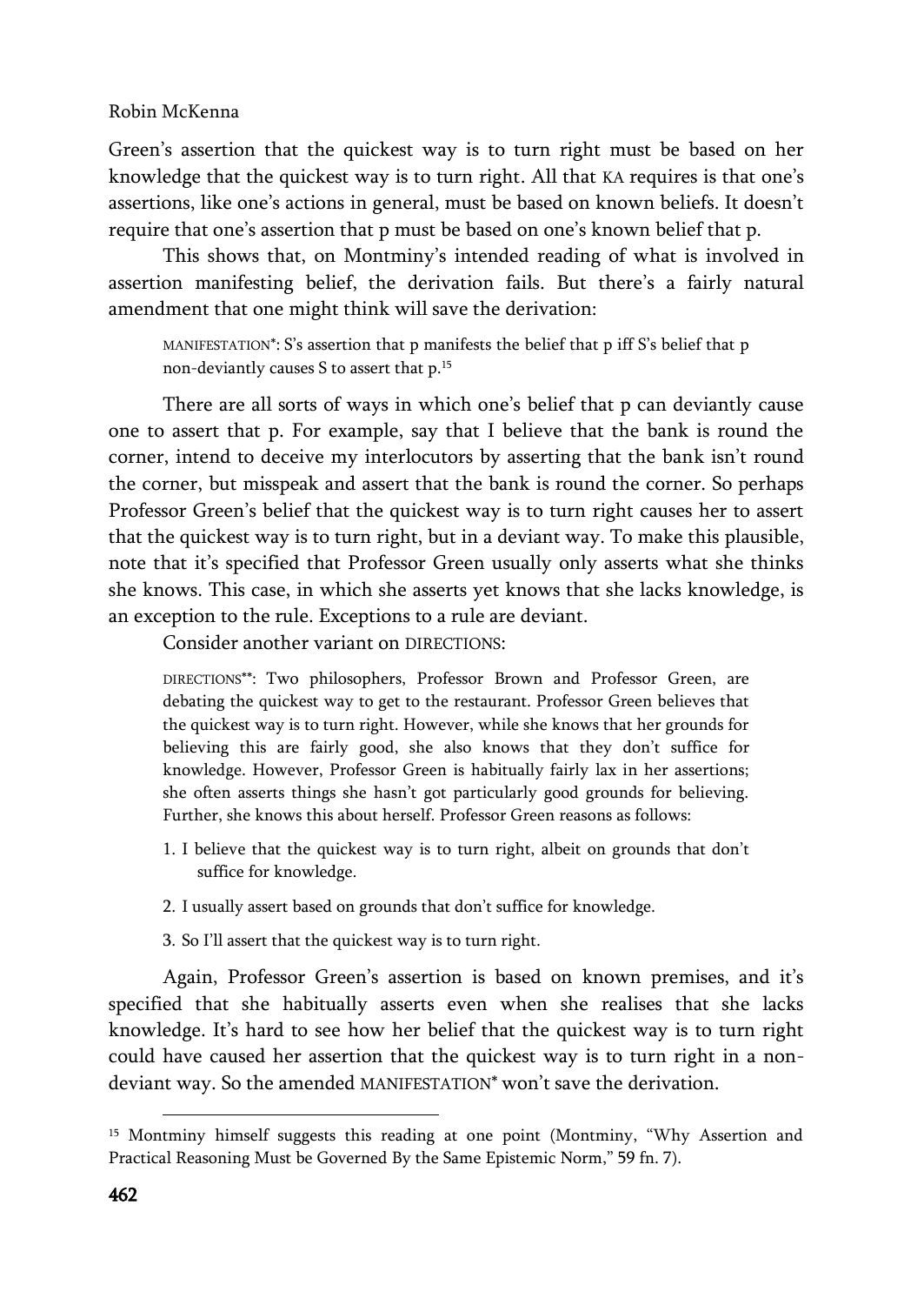Green's assertion that the quickest way is to turn right must be based on her knowledge that the quickest way is to turn right. All that KA requires is that one's assertions, like one's actions in general, must be based on known beliefs. It doesn't require that one's assertion that p must be based on one's known belief that p.

This shows that, on Montminy's intended reading of what is involved in assertion manifesting belief, the derivation fails. But there's a fairly natural amendment that one might think will save the derivation:

> MANIFESTATION*: S's assertion that p manifests the belief that p iff S's belief that p non-deviantly causes S to assert that p.[15]

There are all sorts of ways in which one's belief that p can deviantly cause one to assert that p. For example, say that I believe that the bank is round the corner, intend to deceive my interlocutors by asserting that the bank isn't round the corner, but misspeak and assert that the bank is round the corner. So perhaps Professor Green's belief that the quickest way is to turn right causes her to assert that the quickest way is to turn right, but in a deviant way. To make this plausible, note that it's specified that Professor Green usually only asserts what she thinks she knows. This case, in which she asserts yet knows that she lacks knowledge, is an exception to the rule. Exceptions to a rule are deviant.

Consider another variant on DIRECTIONS:

> DIRECTIONS**: Two philosophers, Professor Brown and Professor Green, are debating the quickest way to get to the restaurant. Professor Green believes that the quickest way is to turn right. However, while she knows that her grounds for believing this are fairly good, she also knows that they don't suffice for knowledge. However, Professor Green is habitually fairly lax in her assertions; she often asserts things she hasn't got particularly good grounds for believing. Further, she knows this about herself. Professor Green reasons as follows:
>
> 1. I believe that the quickest way is to turn right, albeit on grounds that don't suffice for knowledge.
> 2. I usually assert based on grounds that don't suffice for knowledge.
> 3. So I'll assert that the quickest way is to turn right.

Again, Professor Green's assertion is based on known premises, and it's specified that she habitually asserts even when she realises that she lacks knowledge. It's hard to see how her belief that the quickest way is to turn right could have caused her assertion that the quickest way is to turn right in a non-deviant way. So the amended MANIFESTATION* won't save the derivation.

---

[15] Montminy himself suggests this reading at one point (Montminy, "Why Assertion and Practical Reasoning Must be Governed By the Same Epistemic Norm," 59 fn. 7).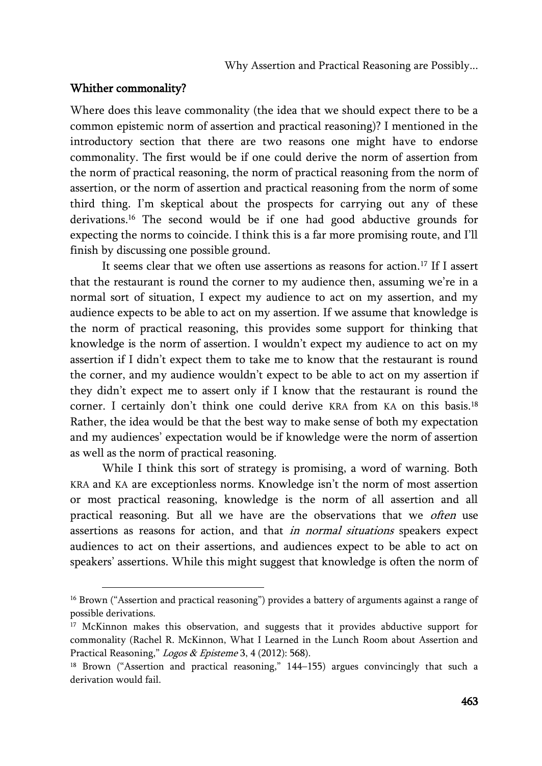## Whither commonality?

Where does this leave commonality (the idea that we should expect there to be a common epistemic norm of assertion and practical reasoning)? I mentioned in the introductory section that there are two reasons one might have to endorse commonality. The first would be if one could derive the norm of assertion from the norm of practical reasoning, the norm of practical reasoning from the norm of assertion, or the norm of assertion and practical reasoning from the norm of some third thing. I'm skeptical about the prospects for carrying out any of these derivations.[16] The second would be if one had good abductive grounds for expecting the norms to coincide. I think this is a far more promising route, and I'll finish by discussing one possible ground.

It seems clear that we often use assertions as reasons for action.[17] If I assert that the restaurant is round the corner to my audience then, assuming we're in a normal sort of situation, I expect my audience to act on my assertion, and my audience expects to be able to act on my assertion. If we assume that knowledge is the norm of practical reasoning, this provides some support for thinking that knowledge is the norm of assertion. I wouldn't expect my audience to act on my assertion if I didn't expect them to take me to know that the restaurant is round the corner, and my audience wouldn't expect to be able to act on my assertion if they didn't expect me to assert only if I know that the restaurant is round the corner. I certainly don't think one could derive KRA from KA on this basis.[18] Rather, the idea would be that the best way to make sense of both my expectation and my audiences' expectation would be if knowledge were the norm of assertion as well as the norm of practical reasoning.

While I think this sort of strategy is promising, a word of warning. Both KRA and KA are exceptionless norms. Knowledge isn't the norm of most assertion or most practical reasoning, knowledge is the norm of all assertion and all practical reasoning. But all we have are the observations that we *often* use assertions as reasons for action, and that *in normal situations* speakers expect audiences to act on their assertions, and audiences expect to be able to act on speakers' assertions. While this might suggest that knowledge is often the norm of

---

[16] Brown ("Assertion and practical reasoning") provides a battery of arguments against a range of possible derivations.

[17] McKinnon makes this observation, and suggests that it provides abductive support for commonality (Rachel R. McKinnon, What I Learned in the Lunch Room about Assertion and Practical Reasoning," *Logos & Episteme* 3, 4 (2012): 568).

[18] Brown ("Assertion and practical reasoning," 144–155) argues convincingly that such a derivation would fail.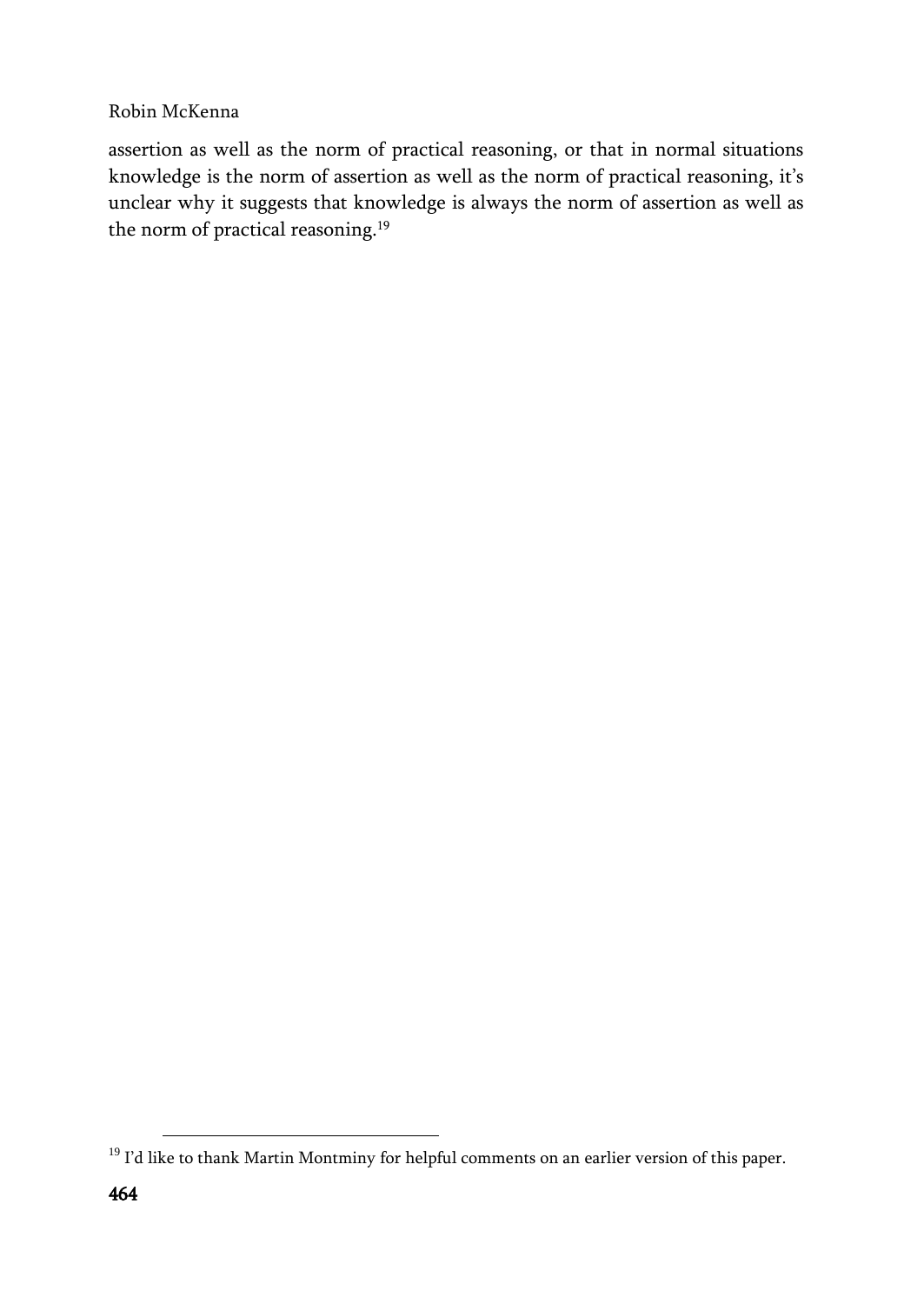assertion as well as the norm of practical reasoning, or that in normal situations knowledge is the norm of assertion as well as the norm of practical reasoning, it's unclear why it suggests that knowledge is always the norm of assertion as well as the norm of practical reasoning.[19]

[19] I'd like to thank Martin Montminy for helpful comments on an earlier version of this paper.